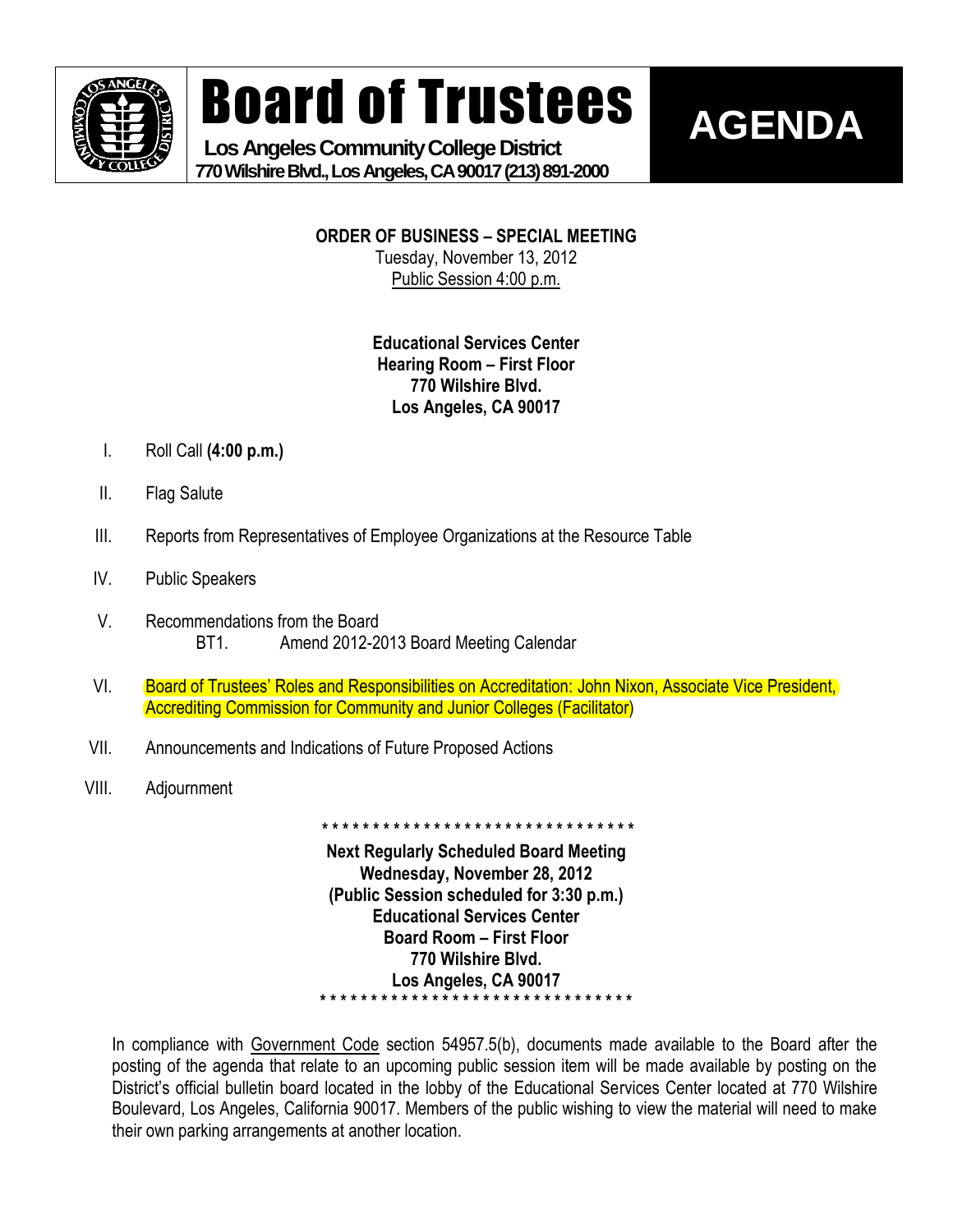# Board of Trustees

**Los Angeles Community College District**
**770 Wilshire Blvd., Los Angeles, CA 90017 (213) 891-2000**

# AGENDA

**ORDER OF BUSINESS – SPECIAL MEETING**
Tuesday, November 13, 2012
Public Session 4:00 p.m.

**Educational Services Center**
**Hearing Room – First Floor**
**770 Wilshire Blvd.**
**Los Angeles, CA 90017**

I. Roll Call **(4:00 p.m.)**

II. Flag Salute

III. Reports from Representatives of Employee Organizations at the Resource Table

IV. Public Speakers

V. Recommendations from the Board
   BT1. Amend 2012-2013 Board Meeting Calendar

VI. Board of Trustees' Roles and Responsibilities on Accreditation: John Nixon, Associate Vice President, Accrediting Commission for Community and Junior Colleges (Facilitator)

VII. Announcements and Indications of Future Proposed Actions

VIII. Adjournment

* * * * * * * * * * * * * * * * * * * * * * * * * * * * * * * *

**Next Regularly Scheduled Board Meeting**
**Wednesday, November 28, 2012**
**(Public Session scheduled for 3:30 p.m.)**
**Educational Services Center**
**Board Room – First Floor**
**770 Wilshire Blvd.**
**Los Angeles, CA 90017**

* * * * * * * * * * * * * * * * * * * * * * * * * * * * * * * *

In compliance with Government Code section 54957.5(b), documents made available to the Board after the posting of the agenda that relate to an upcoming public session item will be made available by posting on the District's official bulletin board located in the lobby of the Educational Services Center located at 770 Wilshire Boulevard, Los Angeles, California 90017. Members of the public wishing to view the material will need to make their own parking arrangements at another location.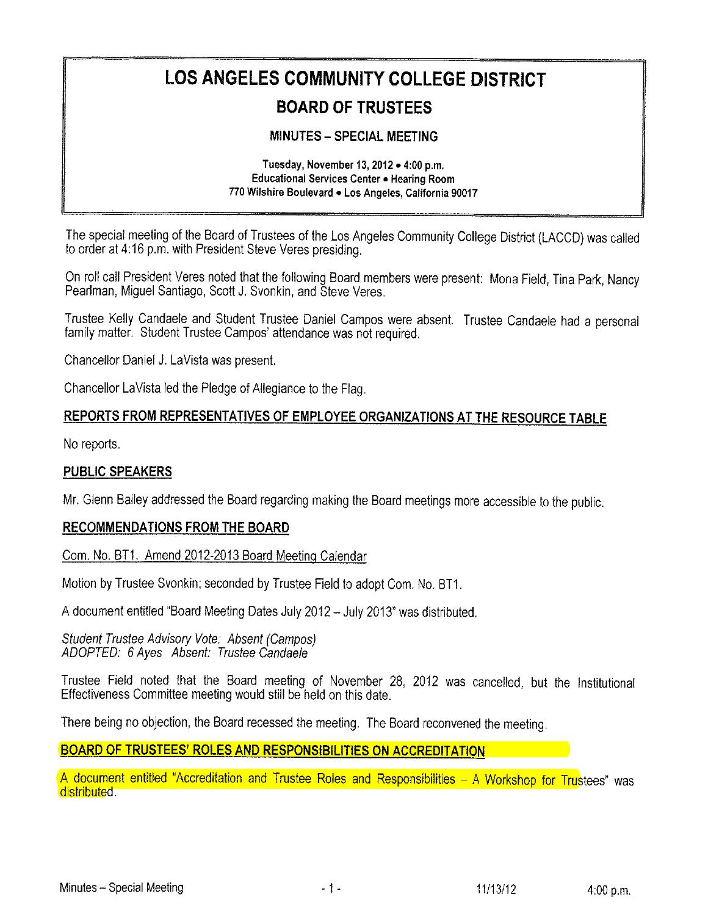# LOS ANGELES COMMUNITY COLLEGE DISTRICT

## BOARD OF TRUSTEES

### MINUTES – SPECIAL MEETING

**Tuesday, November 13, 2012 • 4:00 p.m.**
**Educational Services Center • Hearing Room**
**770 Wilshire Boulevard • Los Angeles, California 90017**

The special meeting of the Board of Trustees of the Los Angeles Community College District (LACCD) was called to order at 4:16 p.m. with President Steve Veres presiding.

On roll call President Veres noted that the following Board members were present: Mona Field, Tina Park, Nancy Pearlman, Miguel Santiago, Scott J. Svonkin, and Steve Veres.

Trustee Kelly Candaele and Student Trustee Daniel Campos were absent. Trustee Candaele had a personal family matter. Student Trustee Campos' attendance was not required.

Chancellor Daniel J. LaVista was present.

Chancellor LaVista led the Pledge of Allegiance to the Flag.

**REPORTS FROM REPRESENTATIVES OF EMPLOYEE ORGANIZATIONS AT THE RESOURCE TABLE**

No reports.

**PUBLIC SPEAKERS**

Mr. Glenn Bailey addressed the Board regarding making the Board meetings more accessible to the public.

**RECOMMENDATIONS FROM THE BOARD**

Com. No. BT1. Amend 2012-2013 Board Meeting Calendar

Motion by Trustee Svonkin; seconded by Trustee Field to adopt Com. No. BT1.

A document entitled "Board Meeting Dates July 2012 – July 2013" was distributed.

*Student Trustee Advisory Vote: Absent (Campos)*
*ADOPTED: 6 Ayes Absent: Trustee Candaele*

Trustee Field noted that the Board meeting of November 28, 2012 was cancelled, but the Institutional Effectiveness Committee meeting would still be held on this date.

There being no objection, the Board recessed the meeting. The Board reconvened the meeting.

**BOARD OF TRUSTEES' ROLES AND RESPONSIBILITIES ON ACCREDITATION**

A document entitled "Accreditation and Trustee Roles and Responsibilities – A Workshop for Trustees" was distributed.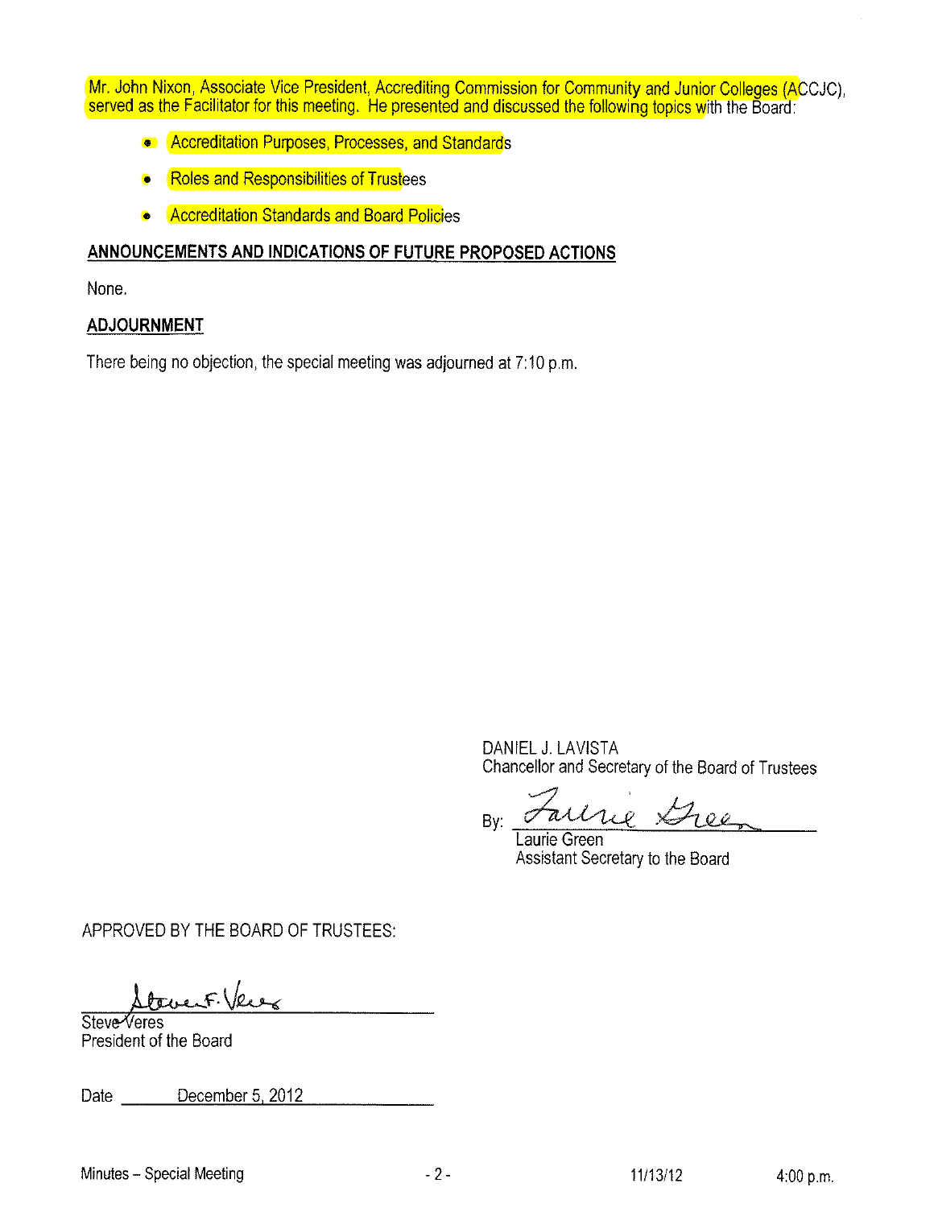Mr. John Nixon, Associate Vice President, Accrediting Commission for Community and Junior Colleges (ACCJC), served as the Facilitator for this meeting. He presented and discussed the following topics with the Board:

- Accreditation Purposes, Processes, and Standards
- Roles and Responsibilities of Trustees
- Accreditation Standards and Board Policies

**ANNOUNCEMENTS AND INDICATIONS OF FUTURE PROPOSED ACTIONS**

None.

**ADJOURNMENT**

There being no objection, the special meeting was adjourned at 7:10 p.m.

DANIEL J. LAVISTA
Chancellor and Secretary of the Board of Trustees

By: Laurie Green
Laurie Green
Assistant Secretary to the Board

APPROVED BY THE BOARD OF TRUSTEES:

Steve F. Veres
Steve Veres
President of the Board

Date December 5, 2012

Minutes – Special Meeting 11/13/12 4:00 p.m.